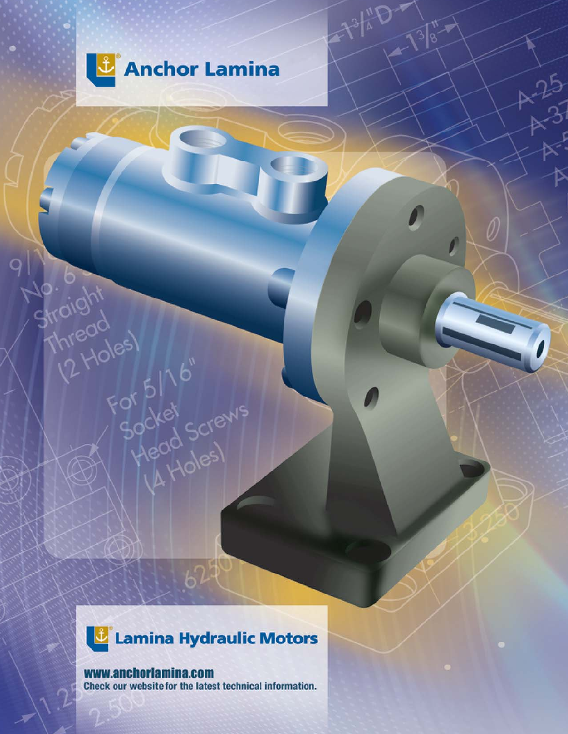# Anchor Lamina

## Lamina Hydraulic Motors

**www.anchorlamina.com**

**Check our website for the latest technical information.**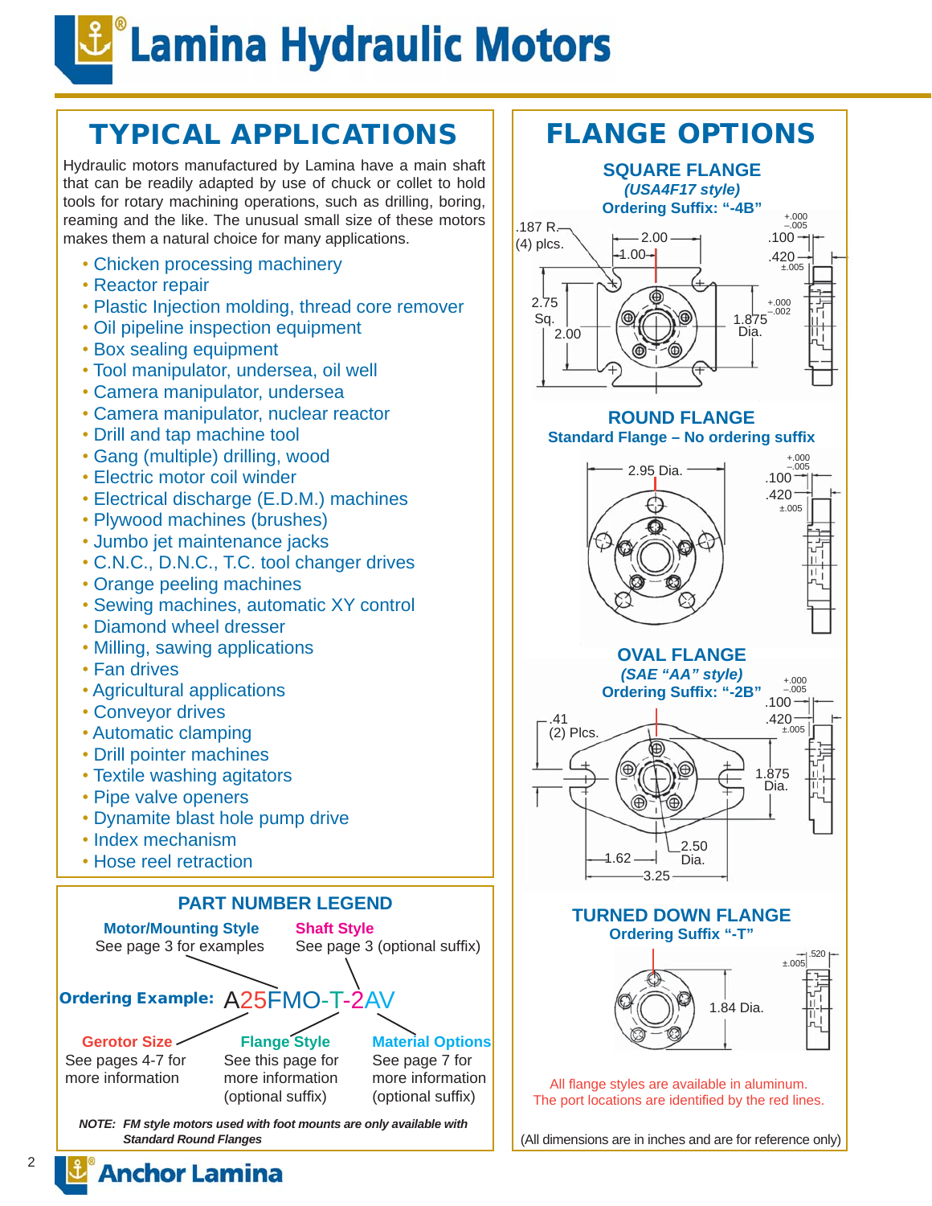# Lamina Hydraulic Motors

## TYPICAL APPLICATIONS

Hydraulic motors manufactured by Lamina have a main shaft that can be readily adapted by use of chuck or collet to hold tools for rotary machining operations, such as drilling, boring, reaming and the like. The unusual small size of these motors makes them a natural choice for many applications.

- Chicken processing machinery
- Reactor repair
- Plastic Injection molding, thread core remover
- Oil pipeline inspection equipment
- Box sealing equipment
- Tool manipulator, undersea, oil well
- Camera manipulator, undersea
- Camera manipulator, nuclear reactor
- Drill and tap machine tool
- Gang (multiple) drilling, wood
- Electric motor coil winder
- Electrical discharge (E.D.M.) machines
- Plywood machines (brushes)
- Jumbo jet maintenance jacks
- C.N.C., D.N.C., T.C. tool changer drives
- Orange peeling machines
- Sewing machines, automatic XY control
- Diamond wheel dresser
- Milling, sawing applications
- Fan drives
- Agricultural applications
- Conveyor drives
- Automatic clamping
- Drill pointer machines
- Textile washing agitators
- Pipe valve openers
- Dynamite blast hole pump drive
- Index mechanism
- Hose reel retraction

## PART NUMBER LEGEND

**Motor/Mounting Style** – See page 3 for examples

**Shaft Style** – See page 3 (optional suffix)

**Ordering Example:** A25FMO-T-2AV

**Gerotor Size** – See pages 4-7 for more information

**Flange Style** – See this page for more information (optional suffix)

**Material Options** – See page 7 for more information (optional suffix)

***NOTE: FM style motors used with foot mounts are only available with Standard Round Flanges***

## FLANGE OPTIONS

### SQUARE FLANGE

***(USA4F17 style)***

**Ordering Suffix: "-4B"**

.187 R. (4) plcs.; 2.00; 1.00; 2.75 Sq.; 2.00; 1.875 Dia. (+.000 −.002); .100 (+.000 −.005); .420 ±.005

### ROUND FLANGE

**Standard Flange – No ordering suffix**

2.95 Dia.; .100 (+.000 −.005); .420 ±.005

### OVAL FLANGE

***(SAE "AA" style)***

**Ordering Suffix: "-2B"**

.41 (2) Plcs.; 1.875 Dia.; 1.62; 2.50 Dia.; 3.25; .100 (+.000 −.005); .420 ±.005

### TURNED DOWN FLANGE

**Ordering Suffix "-T"**

1.84 Dia.; .520 ±.005

All flange styles are available in aluminum.
The port locations are identified by the red lines.

(All dimensions are in inches and are for reference only)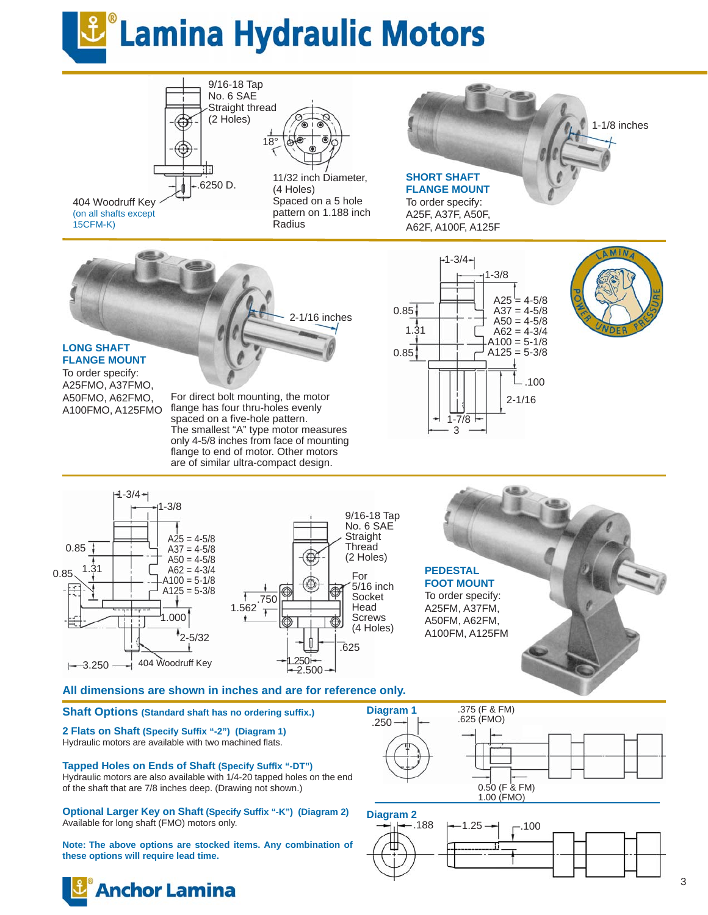# Lamina Hydraulic Motors

9/16-18 Tap
No. 6 SAE
Straight thread
(2 Holes)

18°

.6250 D.

404 Woodruff Key
(on all shafts except 15CFM-K)

11/32 inch Diameter, (4 Holes)
Spaced on a 5 hole pattern on 1.188 inch Radius

1-1/8 inches

**SHORT SHAFT FLANGE MOUNT**

To order specify:
A25F, A37F, A50F, A62F, A100F, A125F

2-1/16 inches

**LONG SHAFT FLANGE MOUNT**

To order specify:
A25FMO, A37FMO, A50FMO, A62FMO, A100FMO, A125FMO

For direct bolt mounting, the motor flange has four thru-holes evenly spaced on a five-hole pattern.
The smallest "A" type motor measures only 4-5/8 inches from face of mounting flange to end of motor. Other motors are of similar ultra-compact design.

1-3/4
1-3/8
0.85
1.31
0.85
A25 = 4-5/8
A37 = 4-5/8
A50 = 4-5/8
A62 = 4-3/4
A100 = 5-1/8
A125 = 5-3/8
.100
2-1/16
1-7/8
3

LAMINA — POWER UNDER PRESSURE

1-3/4
1-3/8
0.85
1.31
0.85
A25 = 4-5/8
A37 = 4-5/8
A50 = 4-5/8
A62 = 4-3/4
A100 = 5-1/8
A125 = 5-3/8
1.000
2-5/32
3.250
404 Woodruff Key

9/16-18 Tap
No. 6 SAE
Straight Thread
(2 Holes)

.750
1.562

For 5/16 inch Socket Head Screws (4 Holes)

.625
1.250
2.500

**PEDESTAL FOOT MOUNT**

To order specify:
A25FM, A37FM, A50FM, A62FM, A100FM, A125FM

**All dimensions are shown in inches and are for reference only.**

## Shaft Options (Standard shaft has no ordering suffix.)

**2 Flats on Shaft (Specify Suffix "-2") (Diagram 1)**
Hydraulic motors are available with two machined flats.

**Tapped Holes on Ends of Shaft (Specify Suffix "-DT")**
Hydraulic motors are also available with 1/4-20 tapped holes on the end of the shaft that are 7/8 inches deep. (Drawing not shown.)

**Optional Larger Key on Shaft (Specify Suffix "-K") (Diagram 2)**
Available for long shaft (FMO) motors only.

**Note: The above options are stocked items. Any combination of these options will require lead time.**

**Diagram 1**

.250
.375 (F & FM)
.625 (FMO)
0.50 (F & FM)
1.00 (FMO)

**Diagram 2**

.188
1.25
.100

Anchor Lamina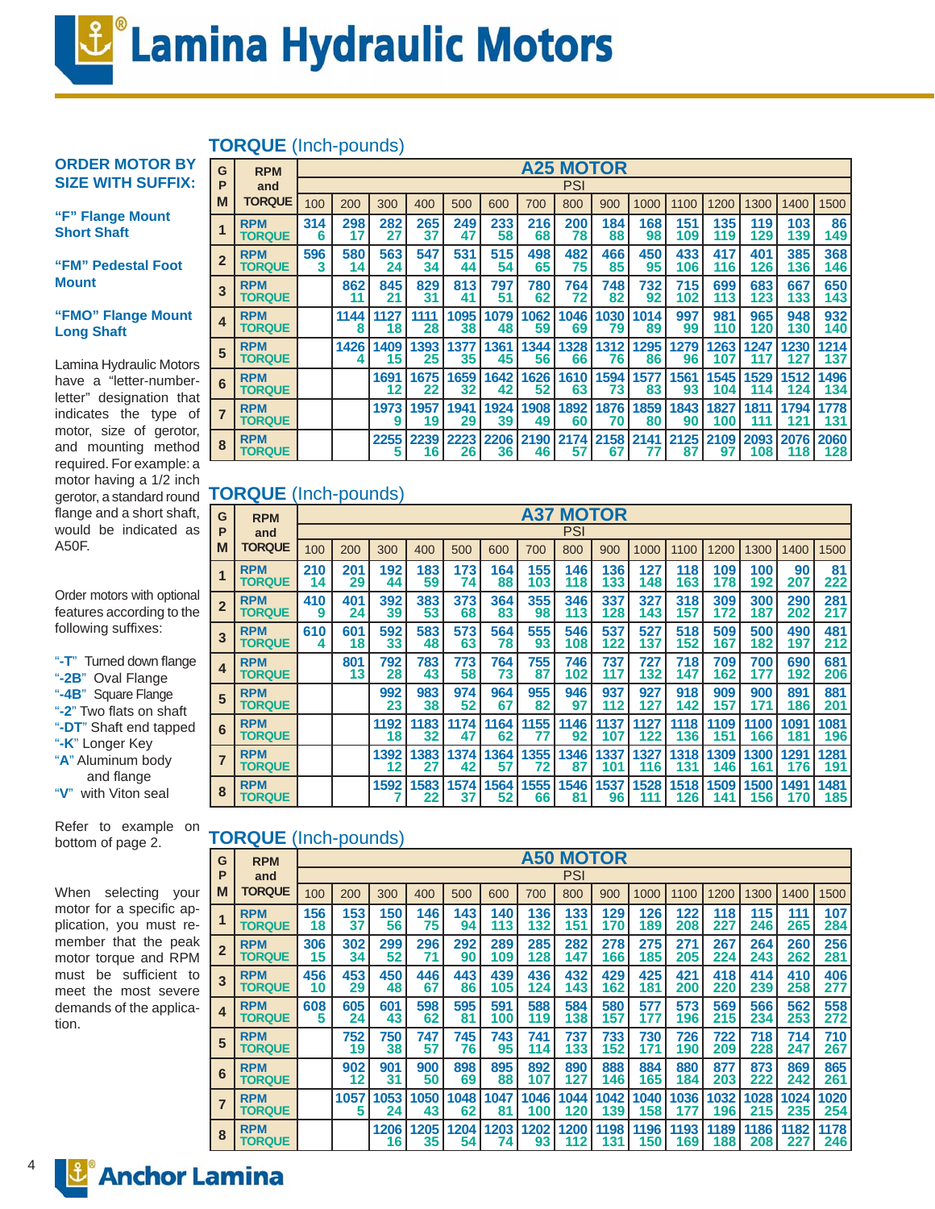# Lamina Hydraulic Motors

**ORDER MOTOR BY SIZE WITH SUFFIX:**

**"F" Flange Mount Short Shaft**

**"FM" Pedestal Foot Mount**

**"FMO" Flange Mount Long Shaft**

Lamina Hydraulic Motors have a "letter-number-letter" designation that indicates the type of motor, size of gerotor, and mounting method required. For example: a motor having a 1/2 inch gerotor, a standard round flange and a short shaft, would be indicated as A50F.

Order motors with optional features according to the following suffixes:

- "-T" Turned down flange
- "-2B" Oval Flange
- "-4B" Square Flange
- "-2" Two flats on shaft
- "-DT" Shaft end tapped
- "-K" Longer Key
- "A" Aluminum body and flange
- "V" with Viton seal

Refer to example on bottom of page 2.

When selecting your motor for a specific application, you must remember that the peak motor torque and RPM must be sufficient to meet the most severe demands of the application.

## TORQUE (Inch-pounds)

**A25 MOTOR**

| GPM | RPM and TORQUE | PSI 100 | 200 | 300 | 400 | 500 | 600 | 700 | 800 | 900 | 1000 | 1100 | 1200 | 1300 | 1400 | 1500 |
|---|---|---|---|---|---|---|---|---|---|---|---|---|---|---|---|---|
| 1 | RPM | 314 | 298 | 282 | 265 | 249 | 233 | 216 | 200 | 184 | 168 | 151 | 135 | 119 | 103 | 86 |
| | TORQUE | 6 | 17 | 27 | 37 | 47 | 58 | 68 | 78 | 88 | 98 | 109 | 119 | 129 | 139 | 149 |
| 2 | RPM | 596 | 580 | 563 | 547 | 531 | 515 | 498 | 482 | 466 | 450 | 433 | 417 | 401 | 385 | 368 |
| | TORQUE | 3 | 14 | 24 | 34 | 44 | 54 | 65 | 75 | 85 | 95 | 106 | 116 | 126 | 136 | 146 |
| 3 | RPM | | 862 | 845 | 829 | 813 | 797 | 780 | 764 | 748 | 732 | 715 | 699 | 683 | 667 | 650 |
| | TORQUE | | 11 | 21 | 31 | 41 | 51 | 62 | 72 | 82 | 92 | 102 | 113 | 123 | 133 | 143 |
| 4 | RPM | | 1144 | 1127 | 1111 | 1095 | 1079 | 1062 | 1046 | 1030 | 1014 | 997 | 981 | 965 | 948 | 932 |
| | TORQUE | | 8 | 18 | 28 | 38 | 48 | 59 | 69 | 79 | 89 | 99 | 110 | 120 | 130 | 140 |
| 5 | RPM | | 1426 | 1409 | 1393 | 1377 | 1361 | 1344 | 1328 | 1312 | 1295 | 1279 | 1263 | 1247 | 1230 | 1214 |
| | TORQUE | | 4 | 15 | 25 | 35 | 45 | 56 | 66 | 76 | 86 | 96 | 107 | 117 | 127 | 137 |
| 6 | RPM | | | 1691 | 1675 | 1659 | 1642 | 1626 | 1610 | 1594 | 1577 | 1561 | 1545 | 1529 | 1512 | 1496 |
| | TORQUE | | | 12 | 22 | 32 | 42 | 52 | 63 | 73 | 83 | 93 | 104 | 114 | 124 | 134 |
| 7 | RPM | | | 1973 | 1957 | 1941 | 1924 | 1908 | 1892 | 1876 | 1859 | 1843 | 1827 | 1811 | 1794 | 1778 |
| | TORQUE | | | 9 | 19 | 29 | 39 | 49 | 60 | 70 | 80 | 90 | 100 | 111 | 121 | 131 |
| 8 | RPM | | | 2255 | 2239 | 2223 | 2206 | 2190 | 2174 | 2158 | 2141 | 2125 | 2109 | 2093 | 2076 | 2060 |
| | TORQUE | | | 5 | 16 | 26 | 36 | 46 | 57 | 67 | 77 | 87 | 97 | 108 | 118 | 128 |

## TORQUE (Inch-pounds)

**A37 MOTOR**

| GPM | RPM and TORQUE | PSI 100 | 200 | 300 | 400 | 500 | 600 | 700 | 800 | 900 | 1000 | 1100 | 1200 | 1300 | 1400 | 1500 |
|---|---|---|---|---|---|---|---|---|---|---|---|---|---|---|---|---|
| 1 | RPM | 210 | 201 | 192 | 183 | 173 | 164 | 155 | 146 | 136 | 127 | 118 | 109 | 100 | 90 | 81 |
| | TORQUE | 14 | 29 | 44 | 59 | 74 | 88 | 103 | 118 | 133 | 148 | 163 | 178 | 192 | 207 | 222 |
| 2 | RPM | 410 | 401 | 392 | 383 | 373 | 364 | 355 | 346 | 337 | 327 | 318 | 309 | 300 | 290 | 281 |
| | TORQUE | 9 | 24 | 39 | 53 | 68 | 83 | 98 | 113 | 128 | 143 | 157 | 172 | 187 | 202 | 217 |
| 3 | RPM | 610 | 601 | 592 | 583 | 573 | 564 | 555 | 546 | 537 | 527 | 518 | 509 | 500 | 490 | 481 |
| | TORQUE | 4 | 18 | 33 | 48 | 63 | 78 | 93 | 108 | 122 | 137 | 152 | 167 | 182 | 197 | 212 |
| 4 | RPM | | 801 | 792 | 783 | 773 | 764 | 755 | 746 | 737 | 727 | 718 | 709 | 700 | 690 | 681 |
| | TORQUE | | 13 | 28 | 43 | 58 | 73 | 87 | 102 | 117 | 132 | 147 | 162 | 177 | 192 | 206 |
| 5 | RPM | | | 992 | 983 | 974 | 964 | 955 | 946 | 937 | 927 | 918 | 909 | 900 | 891 | 881 |
| | TORQUE | | | 23 | 38 | 52 | 67 | 82 | 97 | 112 | 127 | 142 | 157 | 171 | 186 | 201 |
| 6 | RPM | | | 1192 | 1183 | 1174 | 1164 | 1155 | 1146 | 1137 | 1127 | 1118 | 1109 | 1100 | 1091 | 1081 |
| | TORQUE | | | 18 | 32 | 47 | 62 | 77 | 92 | 107 | 122 | 136 | 151 | 166 | 181 | 196 |
| 7 | RPM | | | 1392 | 1383 | 1374 | 1364 | 1355 | 1346 | 1337 | 1327 | 1318 | 1309 | 1300 | 1291 | 1281 |
| | TORQUE | | | 12 | 27 | 42 | 57 | 72 | 87 | 101 | 116 | 131 | 146 | 161 | 176 | 191 |
| 8 | RPM | | | 1592 | 1583 | 1574 | 1564 | 1555 | 1546 | 1537 | 1528 | 1518 | 1509 | 1500 | 1491 | 1481 |
| | TORQUE | | | 7 | 22 | 37 | 52 | 66 | 81 | 96 | 111 | 126 | 141 | 156 | 170 | 185 |

## TORQUE (Inch-pounds)

**A50 MOTOR**

| GPM | RPM and TORQUE | PSI 100 | 200 | 300 | 400 | 500 | 600 | 700 | 800 | 900 | 1000 | 1100 | 1200 | 1300 | 1400 | 1500 |
|---|---|---|---|---|---|---|---|---|---|---|---|---|---|---|---|---|
| 1 | RPM | 156 | 153 | 150 | 146 | 143 | 140 | 136 | 133 | 129 | 126 | 122 | 118 | 115 | 111 | 107 |
| | TORQUE | 18 | 37 | 56 | 75 | 94 | 113 | 132 | 151 | 170 | 189 | 208 | 227 | 246 | 265 | 284 |
| 2 | RPM | 306 | 302 | 299 | 296 | 292 | 289 | 285 | 282 | 278 | 275 | 271 | 267 | 264 | 260 | 256 |
| | TORQUE | 15 | 34 | 52 | 71 | 90 | 109 | 128 | 147 | 166 | 185 | 205 | 224 | 243 | 262 | 281 |
| 3 | RPM | 456 | 453 | 450 | 446 | 443 | 439 | 436 | 432 | 429 | 425 | 421 | 418 | 414 | 410 | 406 |
| | TORQUE | 10 | 29 | 48 | 67 | 86 | 105 | 124 | 143 | 162 | 181 | 200 | 220 | 239 | 258 | 277 |
| 4 | RPM | 608 | 605 | 601 | 598 | 595 | 591 | 588 | 584 | 580 | 577 | 573 | 569 | 566 | 562 | 558 |
| | TORQUE | 5 | 24 | 43 | 62 | 81 | 100 | 119 | 138 | 157 | 177 | 196 | 215 | 234 | 253 | 272 |
| 5 | RPM | | 752 | 750 | 747 | 745 | 743 | 741 | 737 | 733 | 730 | 726 | 722 | 718 | 714 | 710 |
| | TORQUE | | 19 | 38 | 57 | 76 | 95 | 114 | 133 | 152 | 171 | 190 | 209 | 228 | 247 | 267 |
| 6 | RPM | | 902 | 901 | 900 | 898 | 895 | 892 | 890 | 888 | 884 | 880 | 877 | 873 | 869 | 865 |
| | TORQUE | | 12 | 31 | 50 | 69 | 88 | 107 | 127 | 146 | 165 | 184 | 203 | 222 | 242 | 261 |
| 7 | RPM | | 1057 | 1053 | 1050 | 1048 | 1047 | 1046 | 1044 | 1042 | 1040 | 1036 | 1032 | 1028 | 1024 | 1020 |
| | TORQUE | | 5 | 24 | 43 | 62 | 81 | 100 | 120 | 139 | 158 | 177 | 196 | 215 | 235 | 254 |
| 8 | RPM | | | 1206 | 1205 | 1204 | 1203 | 1202 | 1200 | 1198 | 1196 | 1193 | 1189 | 1186 | 1182 | 1178 |
| | TORQUE | | | 16 | 35 | 54 | 74 | 93 | 112 | 131 | 150 | 169 | 188 | 208 | 227 | 246 |

Anchor Lamina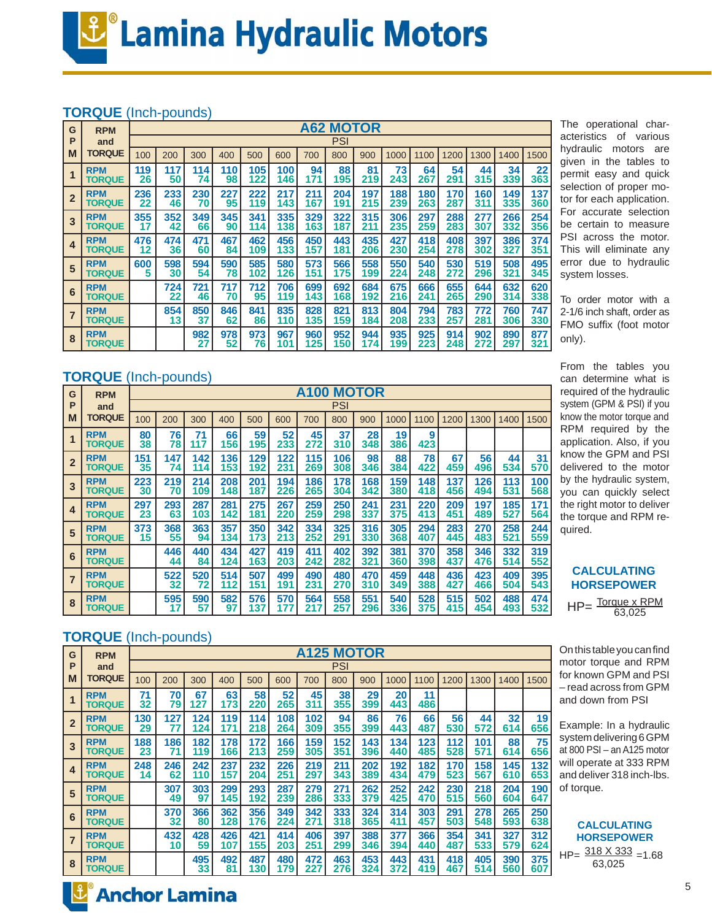# Lamina Hydraulic Motors

## TORQUE (Inch-pounds)

| GPM | RPM and TORQUE | A62 MOTOR | | | | | | | | | | | | | | |
|---|---|---|---|---|---|---|---|---|---|---|---|---|---|---|---|---|
| | | PSI | | | | | | | | | | | | | | |
| | | 100 | 200 | 300 | 400 | 500 | 600 | 700 | 800 | 900 | 1000 | 1100 | 1200 | 1300 | 1400 | 1500 |
| 1 | RPM | 119 | 117 | 114 | 110 | 105 | 100 | 94 | 88 | 81 | 73 | 64 | 54 | 44 | 34 | 22 |
| | TORQUE | 26 | 50 | 74 | 98 | 122 | 146 | 171 | 195 | 219 | 243 | 267 | 291 | 315 | 339 | 363 |
| 2 | RPM | 236 | 233 | 230 | 227 | 222 | 217 | 211 | 204 | 197 | 188 | 180 | 170 | 160 | 149 | 137 |
| | TORQUE | 22 | 46 | 70 | 95 | 119 | 143 | 167 | 191 | 215 | 239 | 263 | 287 | 311 | 335 | 360 |
| 3 | RPM | 355 | 352 | 349 | 345 | 341 | 335 | 329 | 322 | 315 | 306 | 297 | 288 | 277 | 266 | 254 |
| | TORQUE | 17 | 42 | 66 | 90 | 114 | 138 | 163 | 187 | 211 | 235 | 259 | 283 | 307 | 332 | 356 |
| 4 | RPM | 476 | 474 | 471 | 467 | 462 | 456 | 450 | 443 | 435 | 427 | 418 | 408 | 397 | 386 | 374 |
| | TORQUE | 12 | 36 | 60 | 84 | 109 | 133 | 157 | 181 | 206 | 230 | 254 | 278 | 302 | 327 | 351 |
| 5 | RPM | 600 | 598 | 594 | 590 | 585 | 580 | 573 | 566 | 558 | 550 | 540 | 530 | 519 | 508 | 495 |
| | TORQUE | 5 | 30 | 54 | 78 | 102 | 126 | 151 | 175 | 199 | 224 | 248 | 272 | 296 | 321 | 345 |
| 6 | RPM | | 724 | 721 | 717 | 712 | 706 | 699 | 692 | 684 | 675 | 666 | 655 | 644 | 632 | 620 |
| | TORQUE | | 22 | 46 | 70 | 95 | 119 | 143 | 168 | 192 | 216 | 241 | 265 | 290 | 314 | 338 |
| 7 | RPM | | 854 | 850 | 846 | 841 | 835 | 828 | 821 | 813 | 804 | 794 | 783 | 772 | 760 | 747 |
| | TORQUE | | 13 | 37 | 62 | 86 | 110 | 135 | 159 | 184 | 208 | 233 | 257 | 281 | 306 | 330 |
| 8 | RPM | | | 982 | 978 | 973 | 967 | 960 | 952 | 944 | 935 | 925 | 914 | 902 | 890 | 877 |
| | TORQUE | | | 27 | 52 | 76 | 101 | 125 | 150 | 174 | 199 | 223 | 248 | 272 | 297 | 321 |

The operational characteristics of various hydraulic motors are given in the tables to permit easy and quick selection of proper motor for each application. For accurate selection be certain to measure PSI across the motor. This will eliminate any error due to hydraulic system losses.

To order motor with a 2-1/6 inch shaft, order as FMO suffix (foot motor only).

## TORQUE (Inch-pounds)

| GPM | RPM and TORQUE | A100 MOTOR | | | | | | | | | | | | | | |
|---|---|---|---|---|---|---|---|---|---|---|---|---|---|---|---|---|
| | | PSI | | | | | | | | | | | | | | |
| | | 100 | 200 | 300 | 400 | 500 | 600 | 700 | 800 | 900 | 1000 | 1100 | 1200 | 1300 | 1400 | 1500 |
| 1 | RPM | 80 | 76 | 71 | 66 | 59 | 52 | 45 | 37 | 28 | 19 | 9 | | | | |
| | TORQUE | 38 | 78 | 117 | 156 | 195 | 233 | 272 | 310 | 348 | 386 | 423 | | | | |
| 2 | RPM | 151 | 147 | 142 | 136 | 129 | 122 | 115 | 106 | 98 | 88 | 78 | 67 | 56 | 44 | 31 |
| | TORQUE | 35 | 74 | 114 | 153 | 192 | 231 | 269 | 308 | 346 | 384 | 422 | 459 | 496 | 534 | 570 |
| 3 | RPM | 223 | 219 | 214 | 208 | 201 | 194 | 186 | 178 | 168 | 159 | 148 | 137 | 126 | 113 | 100 |
| | TORQUE | 30 | 70 | 109 | 148 | 187 | 226 | 265 | 304 | 342 | 380 | 418 | 456 | 494 | 531 | 568 |
| 4 | RPM | 297 | 293 | 287 | 281 | 275 | 267 | 259 | 250 | 241 | 231 | 220 | 209 | 197 | 185 | 171 |
| | TORQUE | 23 | 63 | 103 | 142 | 181 | 220 | 259 | 298 | 337 | 375 | 413 | 451 | 489 | 527 | 564 |
| 5 | RPM | 373 | 368 | 363 | 357 | 350 | 342 | 334 | 325 | 316 | 305 | 294 | 283 | 270 | 258 | 244 |
| | TORQUE | 15 | 55 | 94 | 134 | 173 | 213 | 252 | 291 | 330 | 368 | 407 | 445 | 483 | 521 | 559 |
| 6 | RPM | | 446 | 440 | 434 | 427 | 419 | 411 | 402 | 392 | 381 | 370 | 358 | 346 | 332 | 319 |
| | TORQUE | | 44 | 84 | 124 | 163 | 203 | 242 | 282 | 321 | 360 | 398 | 437 | 476 | 514 | 552 |
| 7 | RPM | | 522 | 520 | 514 | 507 | 499 | 490 | 480 | 470 | 459 | 448 | 436 | 423 | 409 | 395 |
| | TORQUE | | 32 | 72 | 112 | 151 | 191 | 231 | 270 | 310 | 349 | 388 | 427 | 466 | 504 | 543 |
| 8 | RPM | | 595 | 590 | 582 | 576 | 570 | 564 | 558 | 551 | 540 | 528 | 515 | 502 | 488 | 474 |
| | TORQUE | | 17 | 57 | 97 | 137 | 177 | 217 | 257 | 296 | 336 | 375 | 415 | 454 | 493 | 532 |

From the tables you can determine what is required of the hydraulic system (GPM & PSI) if you know the motor torque and RPM required by the application. Also, if you know the GPM and PSI delivered to the motor by the hydraulic system, you can quickly select the right motor to deliver the torque and RPM required.

### CALCULATING HORSEPOWER

$$HP = \frac{\text{Torque} \times \text{RPM}}{63{,}025}$$

## TORQUE (Inch-pounds)

| GPM | RPM and TORQUE | A125 MOTOR | | | | | | | | | | | | | | |
|---|---|---|---|---|---|---|---|---|---|---|---|---|---|---|---|---|
| | | PSI | | | | | | | | | | | | | | |
| | | 100 | 200 | 300 | 400 | 500 | 600 | 700 | 800 | 900 | 1000 | 1100 | 1200 | 1300 | 1400 | 1500 |
| 1 | RPM | 71 | 70 | 67 | 63 | 58 | 52 | 45 | 38 | 29 | 20 | 11 | | | | |
| | TORQUE | 32 | 79 | 127 | 173 | 220 | 265 | 311 | 355 | 399 | 443 | 486 | | | | |
| 2 | RPM | 130 | 127 | 124 | 119 | 114 | 108 | 102 | 94 | 86 | 76 | 66 | 56 | 44 | 32 | 19 |
| | TORQUE | 29 | 77 | 124 | 171 | 218 | 264 | 309 | 355 | 399 | 443 | 487 | 530 | 572 | 614 | 656 |
| 3 | RPM | 188 | 186 | 182 | 178 | 172 | 166 | 159 | 152 | 143 | 134 | 123 | 112 | 101 | 88 | 75 |
| | TORQUE | 23 | 71 | 119 | 166 | 213 | 259 | 305 | 351 | 396 | 440 | 485 | 528 | 571 | 614 | 656 |
| 4 | RPM | 248 | 246 | 242 | 237 | 232 | 226 | 219 | 211 | 202 | 192 | 182 | 170 | 158 | 145 | 132 |
| | TORQUE | 14 | 62 | 110 | 157 | 204 | 251 | 297 | 343 | 389 | 434 | 479 | 523 | 567 | 610 | 653 |
| 5 | RPM | | 307 | 303 | 299 | 293 | 287 | 279 | 271 | 262 | 252 | 242 | 230 | 218 | 204 | 190 |
| | TORQUE | | 49 | 97 | 145 | 192 | 239 | 286 | 333 | 379 | 425 | 470 | 515 | 560 | 604 | 647 |
| 6 | RPM | | 370 | 366 | 362 | 356 | 349 | 342 | 333 | 324 | 314 | 303 | 291 | 278 | 265 | 250 |
| | TORQUE | | 32 | 80 | 128 | 176 | 224 | 271 | 318 | 365 | 411 | 457 | 503 | 548 | 593 | 638 |
| 7 | RPM | | 432 | 428 | 426 | 421 | 414 | 406 | 397 | 388 | 377 | 366 | 354 | 341 | 327 | 312 |
| | TORQUE | | 10 | 59 | 107 | 155 | 203 | 251 | 299 | 346 | 394 | 440 | 487 | 533 | 579 | 624 |
| 8 | RPM | | | 495 | 492 | 487 | 480 | 472 | 463 | 453 | 443 | 431 | 418 | 405 | 390 | 375 |
| | TORQUE | | | 33 | 81 | 130 | 179 | 227 | 276 | 324 | 372 | 419 | 467 | 514 | 560 | 607 |

On this table you can find motor torque and RPM for known GPM and PSI – read across from GPM and down from PSI

Example: In a hydraulic system delivering 6 GPM at 800 PSI – an A125 motor will operate at 333 RPM and deliver 318 inch-lbs. of torque.

### CALCULATING HORSEPOWER

$$HP = \frac{318 \times 333}{63{,}025} = 1.68$$

Anchor Lamina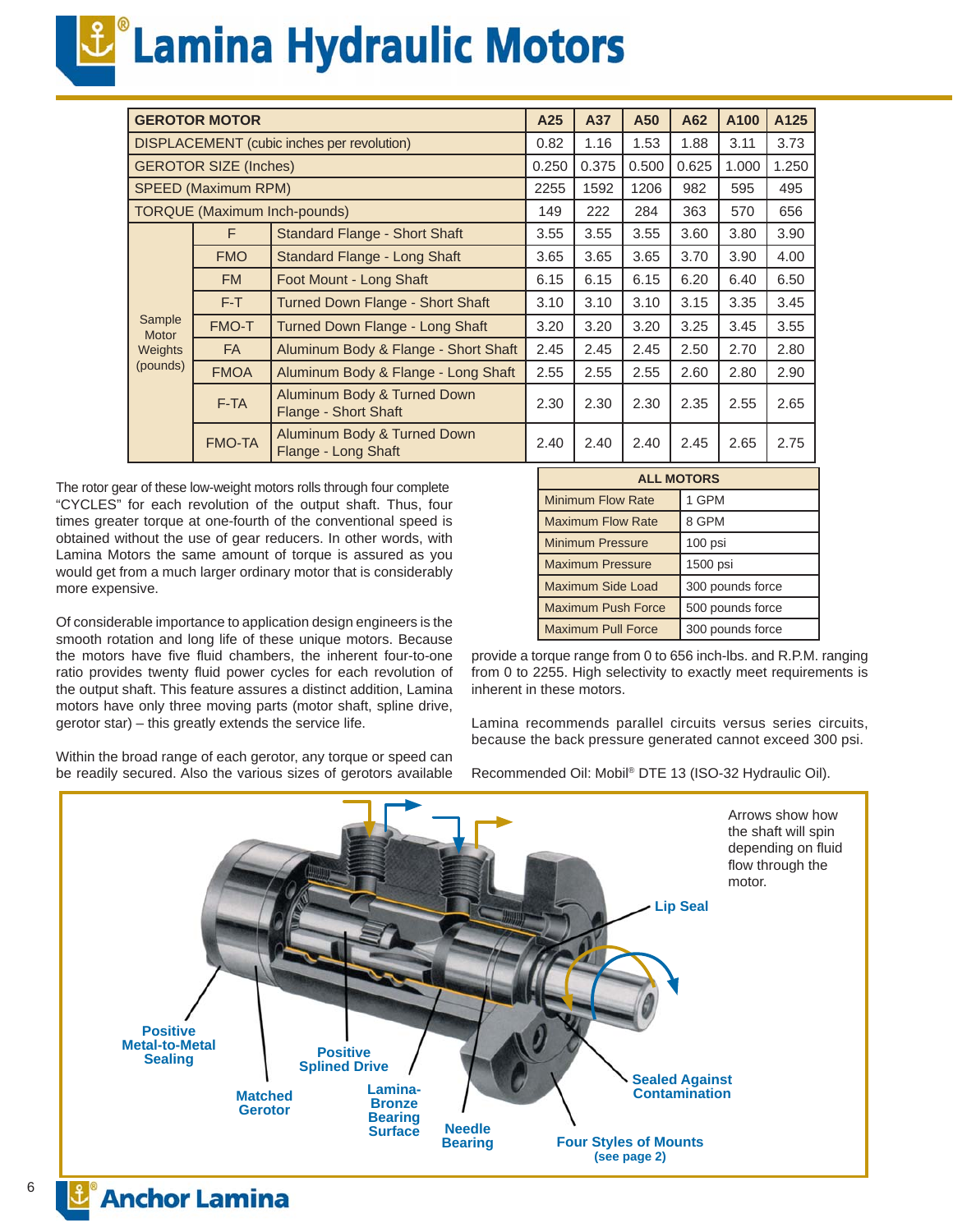# Lamina Hydraulic Motors

| GEROTOR MOTOR | | | A25 | A37 | A50 | A62 | A100 | A125 |
|---|---|---|---|---|---|---|---|---|
| DISPLACEMENT (cubic inches per revolution) | | | 0.82 | 1.16 | 1.53 | 1.88 | 3.11 | 3.73 |
| GEROTOR SIZE (Inches) | | | 0.250 | 0.375 | 0.500 | 0.625 | 1.000 | 1.250 |
| SPEED (Maximum RPM) | | | 2255 | 1592 | 1206 | 982 | 595 | 495 |
| TORQUE (Maximum Inch-pounds) | | | 149 | 222 | 284 | 363 | 570 | 656 |
| Sample Motor Weights (pounds) | F | Standard Flange - Short Shaft | 3.55 | 3.55 | 3.55 | 3.60 | 3.80 | 3.90 |
| | FMO | Standard Flange - Long Shaft | 3.65 | 3.65 | 3.65 | 3.70 | 3.90 | 4.00 |
| | FM | Foot Mount - Long Shaft | 6.15 | 6.15 | 6.15 | 6.20 | 6.40 | 6.50 |
| | F-T | Turned Down Flange - Short Shaft | 3.10 | 3.10 | 3.10 | 3.15 | 3.35 | 3.45 |
| | FMO-T | Turned Down Flange - Long Shaft | 3.20 | 3.20 | 3.20 | 3.25 | 3.45 | 3.55 |
| | FA | Aluminum Body & Flange - Short Shaft | 2.45 | 2.45 | 2.45 | 2.50 | 2.70 | 2.80 |
| | FMOA | Aluminum Body & Flange - Long Shaft | 2.55 | 2.55 | 2.55 | 2.60 | 2.80 | 2.90 |
| | F-TA | Aluminum Body & Turned Down Flange - Short Shaft | 2.30 | 2.30 | 2.30 | 2.35 | 2.55 | 2.65 |
| | FMO-TA | Aluminum Body & Turned Down Flange - Long Shaft | 2.40 | 2.40 | 2.40 | 2.45 | 2.65 | 2.75 |

| ALL MOTORS | |
|---|---|
| Minimum Flow Rate | 1 GPM |
| Maximum Flow Rate | 8 GPM |
| Minimum Pressure | 100 psi |
| Maximum Pressure | 1500 psi |
| Maximum Side Load | 300 pounds force |
| Maximum Push Force | 500 pounds force |
| Maximum Pull Force | 300 pounds force |

The rotor gear of these low-weight motors rolls through four complete "CYCLES" for each revolution of the output shaft. Thus, four times greater torque at one-fourth of the conventional speed is obtained without the use of gear reducers. In other words, with Lamina Motors the same amount of torque is assured as you would get from a much larger ordinary motor that is considerably more expensive.

Of considerable importance to application design engineers is the smooth rotation and long life of these unique motors. Because the motors have five fluid chambers, the inherent four-to-one ratio provides twenty fluid power cycles for each revolution of the output shaft. This feature assures a distinct addition, Lamina motors have only three moving parts (motor shaft, spline drive, gerotor star) – this greatly extends the service life.

Within the broad range of each gerotor, any torque or speed can be readily secured. Also the various sizes of gerotors available provide a torque range from 0 to 656 inch-lbs. and R.P.M. ranging from 0 to 2255. High selectivity to exactly meet requirements is inherent in these motors.

Lamina recommends parallel circuits versus series circuits, because the back pressure generated cannot exceed 300 psi.

Recommended Oil: Mobil® DTE 13 (ISO-32 Hydraulic Oil).

Arrows show how the shaft will spin depending on fluid flow through the motor.

Lip Seal

Positive Metal-to-Metal Sealing

Matched Gerotor

Positive Splined Drive

Lamina-Bronze Bearing Surface

Needle Bearing

Sealed Against Contamination

Four Styles of Mounts (see page 2)

Anchor Lamina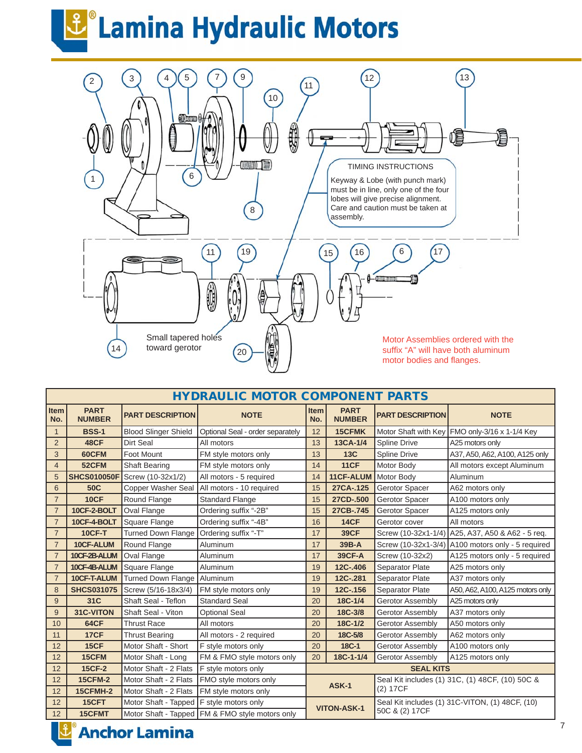# Lamina Hydraulic Motors

TIMING INSTRUCTIONS

Keyway & Lobe (with punch mark) must be in line, only one of the four lobes will give precise alignment. Care and caution must be taken at assembly.

Small tapered holes toward gerotor

Motor Assemblies ordered with the suffix "A" will have both aluminum motor bodies and flanges.

## HYDRAULIC MOTOR COMPONENT PARTS

| Item No. | PART NUMBER | PART DESCRIPTION | NOTE | Item No. | PART NUMBER | PART DESCRIPTION | NOTE |
|---|---|---|---|---|---|---|---|
| 1 | BSS-1 | Blood Slinger Shield | Optional Seal - order separately | 12 | 15CFMK | Motor Shaft with Key | FMO only-3/16 x 1-1/4 Key |
| 2 | 48CF | Dirt Seal | All motors | 13 | 13CA-1/4 | Spline Drive | A25 motors only |
| 3 | 60CFM | Foot Mount | FM style motors only | 13 | 13C | Spline Drive | A37, A50, A62, A100, A125 only |
| 4 | 52CFM | Shaft Bearing | FM style motors only | 14 | 11CF | Motor Body | All motors except Aluminum |
| 5 | SHCS010050F | Screw (10-32x1/2) | All motors - 5 required | 14 | 11CF-ALUM | Motor Body | Aluminum |
| 6 | 50C | Copper Washer Seal | All motors - 10 required | 15 | 27CA-.125 | Gerotor Spacer | A62 motors only |
| 7 | 10CF | Round Flange | Standard Flange | 15 | 27CD-.500 | Gerotor Spacer | A100 motors only |
| 7 | 10CF-2-BOLT | Oval Flange | Ordering suffix "-2B" | 15 | 27CB-.745 | Gerotor Spacer | A125 motors only |
| 7 | 10CF-4-BOLT | Square Flange | Ordering suffix "-4B" | 16 | 14CF | Gerotor cover | All motors |
| 7 | 10CF-T | Turned Down Flange | Ordering suffix "-T" | 17 | 39CF | Screw (10-32x1-1/4) | A25, A37, A50 & A62 - 5 req. |
| 7 | 10CF-ALUM | Round Flange | Aluminum | 17 | 39B-A | Screw (10-32x1-3/4) | A100 motors only - 5 required |
| 7 | 10CF-2B-ALUM | Oval Flange | Aluminum | 17 | 39CF-A | Screw (10-32x2) | A125 motors only - 5 required |
| 7 | 10CF-4B-ALUM | Square Flange | Aluminum | 19 | 12C-.406 | Separator Plate | A25 motors only |
| 7 | 10CF-T-ALUM | Turned Down Flange | Aluminum | 19 | 12C-.281 | Separator Plate | A37 motors only |
| 8 | SHCS031075 | Screw (5/16-18x3/4) | FM style motors only | 19 | 12C-.156 | Separator Plate | A50, A62, A100, A125 motors only |
| 9 | 31C | Shaft Seal - Teflon | Standard Seal | 20 | 18C-1/4 | Gerotor Assembly | A25 motors only |
| 9 | 31C-VITON | Shaft Seal - Viton | Optional Seal | 20 | 18C-3/8 | Gerotor Assembly | A37 motors only |
| 10 | 64CF | Thrust Race | All motors | 20 | 18C-1/2 | Gerotor Assembly | A50 motors only |
| 11 | 17CF | Thrust Bearing | All motors - 2 required | 20 | 18C-5/8 | Gerotor Assembly | A62 motors only |
| 12 | 15CF | Motor Shaft - Short | F style motors only | 20 | 18C-1 | Gerotor Assembly | A100 motors only |
| 12 | 15CFM | Motor Shaft - Long | FM & FMO style motors only | 20 | 18C-1-1/4 | Gerotor Assembly | A125 motors only |
| 12 | 15CF-2 | Motor Shaft - 2 Flats | F style motors only | | **SEAL KITS** | | |
| 12 | 15CFM-2 | Motor Shaft - 2 Flats | FMO style motors only | | ASK-1 | Seal Kit includes (1) 31C, (1) 48CF, (10) 50C & (2) 17CF | |
| 12 | 15CFMH-2 | Motor Shaft - 2 Flats | FM style motors only | | | | |
| 12 | 15CFT | Motor Shaft - Tapped | F style motors only | | VITON-ASK-1 | Seal Kit includes (1) 31C-VITON, (1) 48CF, (10) 50C & (2) 17CF | |
| 12 | 15CFMT | Motor Shaft - Tapped | FM & FMO style motors only | | | | |

Anchor Lamina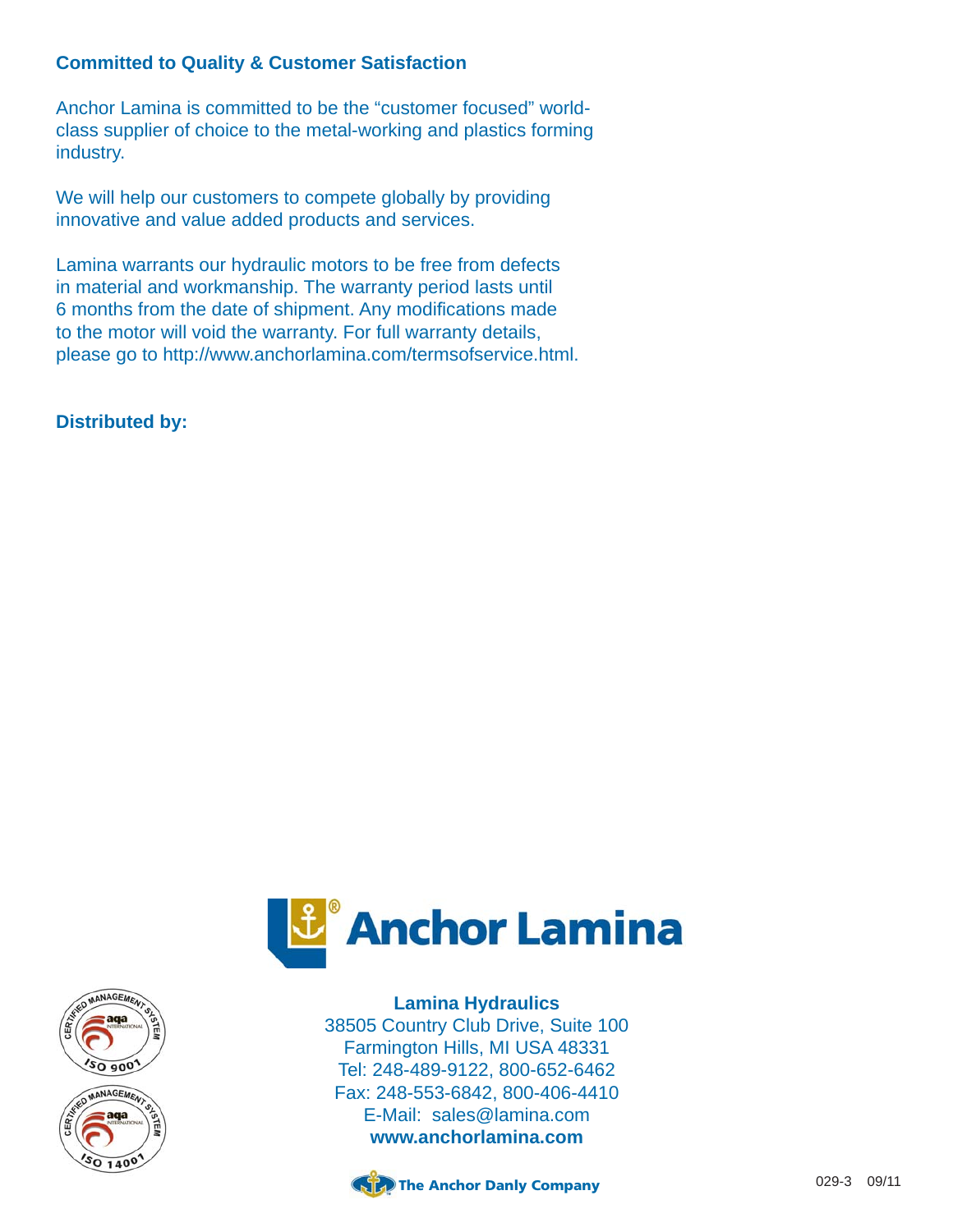## Committed to Quality & Customer Satisfaction

Anchor Lamina is committed to be the “customer focused” world-class supplier of choice to the metal-working and plastics forming industry.

We will help our customers to compete globally by providing innovative and value added products and services.

Lamina warrants our hydraulic motors to be free from defects in material and workmanship. The warranty period lasts until 6 months from the date of shipment. Any modifications made to the motor will void the warranty. For full warranty details, please go to http://www.anchorlamina.com/termsofservice.html.

**Distributed by:**

Anchor Lamina

**Lamina Hydraulics**
38505 Country Club Drive, Suite 100
Farmington Hills, MI USA 48331
Tel: 248-489-9122, 800-652-6462
Fax: 248-553-6842, 800-406-4410
E-Mail: sales@lamina.com
**www.anchorlamina.com**

The Anchor Danly Company

029-3 09/11